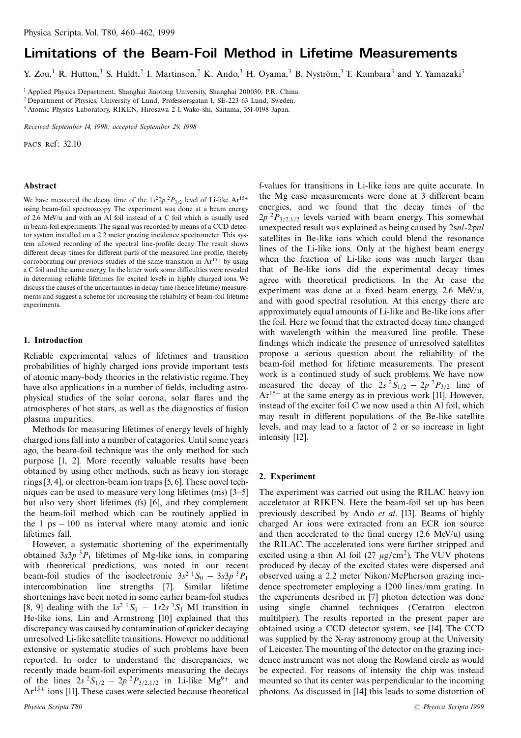# Limitations of the Beam-Foil Method in Lifetime Measurements

Y. Zou,[1] R. Hutton,[3] S. Huldt,[2] I. Martinson,[2] K. Ando,[3] H. Oyama,[3] B. Nyström,[3] T. Kambara[3] and Y. Yamazaki[3]

[1] Applied Physics Department, Shanghai Jiaotong University, Shanghai 200030, P.R. China.
[2] Department of Physics, University of Lund, Professorsgatan 1, SE-223 63 Lund, Sweden.
[3] Atomic Physics Laboratory, RIKEN, Hirosawa 2-1, Wako-shi, Saitama, 351-0198 Japan.

*Received September 14, 1998; accepted September 29, 1998*

PACS Ref: 32.10

### Abstract

We have measured the decay time of the $1s^22p\ ^2P_{3/2}$ level of Li-like $Ar^{15+}$ using beam-foil spectroscopy. The experiment was done at a beam energy of 2.6 MeV/u and with an Al foil instead of a C foil which is usually used in beam-foil experiments. The signal was recorded by means of a CCD detector system installed on a 2.2 meter grazing incidence spectrometer. This system allowed recording of the spectral line-profile decay. The result shows different decay times for different parts of the measured line profile, thereby corroborating our previous studies of the same transition in $Ar^{15+}$ by using a C foil and the same energy. In the latter work some difficulties were revealed in determining reliable lifetimes for excited levels in highly charged ions. We discuss the causes of the uncertainties in decay time (hence lifetime) measurements and suggest a scheme for increasing the reliability of beam-foil lifetime experiments.

### 1. Introduction

Reliable experimental values of lifetimes and transition probabilities of highly charged ions provide important tests of atomic many-body theories in the relativistic regime. They have also applications in a number of fields, including astrophysical studies of the solar corona, solar flares and the atmospheres of hot stars, as well as the diagnostics of fusion plasma impurities.

Methods for measuring lifetimes of energy levels of highly charged ions fall into a number of catagories. Until some years ago, the beam-foil technique was the only method for such purpose [1, 2]. More recently valuable results have been obtained by using other methods, such as heavy ion storage rings [3, 4], or electron-beam ion traps [5, 6]. These novel techniques can be used to measure very long lifetimes (ms) [3–5] but also very short lifetimes (fs) [6], and they complement the beam-foil method which can be routinely applied in the 1 ps – 100 ns interval where many atomic and ionic lifetimes fall.

However, a systematic shortening of the experimentally obtained $3s3p\ ^3P_1$ lifetimes of Mg-like ions, in comparing with theoretical predictions, was noted in our recent beam-foil studies of the isoelectronic $3s^2\ ^1S_0 - 3s3p\ ^3P_1$ intercombination line strengths [7]. Similar lifetime shortenings have been noted in some earlier beam-foil studies [8, 9] dealing with the $1s^2\ ^1S_0 - 1s2s\ ^3S_1$ M1 transition in He-like ions, Lin and Armstrong [10] explained that this discrepancy was caused by contamination of quicker decaying unresolved Li-like satellite transitions. However no additional extensive or systematic studies of such problems have been reported. In order to understand the discrepancies, we recently made beam-foil experiments measuring the decays of the lines $2s\ ^2S_{1/2} - 2p\ ^2P_{3/2,1/2}$ in Li-like $Mg^{9+}$ and $Ar^{15+}$ ions [11]. These cases were selected because theoretical f-values for transitions in Li-like ions are quite accurate. In the Mg case measurements were done at 3 different beam energies, and we found that the decay times of the $2p\ ^2P_{3/2,1/2}$ levels varied with beam energy. This somewhat unexpected result was explained as being caused by $2snl$-$2pnl$ satellites in Be-like ions which could blend the resonance lines of the Li-like ions. Only at the highest beam energy when the fraction of Li-like ions was much larger than that of Be-like ions did the experimental decay times agree with theoretical predictions. In the Ar case the experiment was done at a fixed beam energy, 2.6 MeV/u, and with good spectral resolution. At this energy there are approximately equal amounts of Li-like and Be-like ions after the foil. Here we found that the extracted decay time changed with wavelength within the measured line profile. These findings which indicate the presence of unresolved satellites propose a serious question about the reliability of the beam-foil method for lifetime measurements. The present work is a continued study of such problems. We have now measured the decay of the $2s\ ^2S_{1/2} - 2p\ ^2P_{3/2}$ line of $Ar^{15+}$ at the same energy as in previous work [11]. However, instead of the exciter foil C we now used a thin Al foil, which may result in different populations of the Be-like satellite levels, and may lead to a factor of 2 or so increase in light intensity [12].

### 2. Experiment

The experiment was carried out using the RILAC heavy ion accelerator at RIKEN. Here the beam-foil set up has been previously described by Ando *et al*. [13]. Beams of highly charged Ar ions were extracted from an ECR ion source and then accelerated to the final energy (2.6 MeV/u) using the RILAC. The accelerated ions were further stripped and excited using a thin Al foil (27 $\mu$g/cm$^2$). The VUV photons produced by decay of the excited states were dispersed and observed using a 2.2 meter Nikon/McPherson grazing incidence spectrometer employing a 1200 lines/mm grating. In the experiments desribed in [7] photon detection was done using single channel techniques (Ceratron electron multilpier). The results reported in the present paper are obtained using a CCD detector system, see [14]. The CCD was supplied by the X-ray astronomy group at the University of Leicester. The mounting of the detector on the grazing incidence instrument was not along the Rowland circle as would be expected. For reasons of intensity the chip was instead mounted so that its center was perpendicular to the incoming photons. As discussed in [14] this leads to some distortion of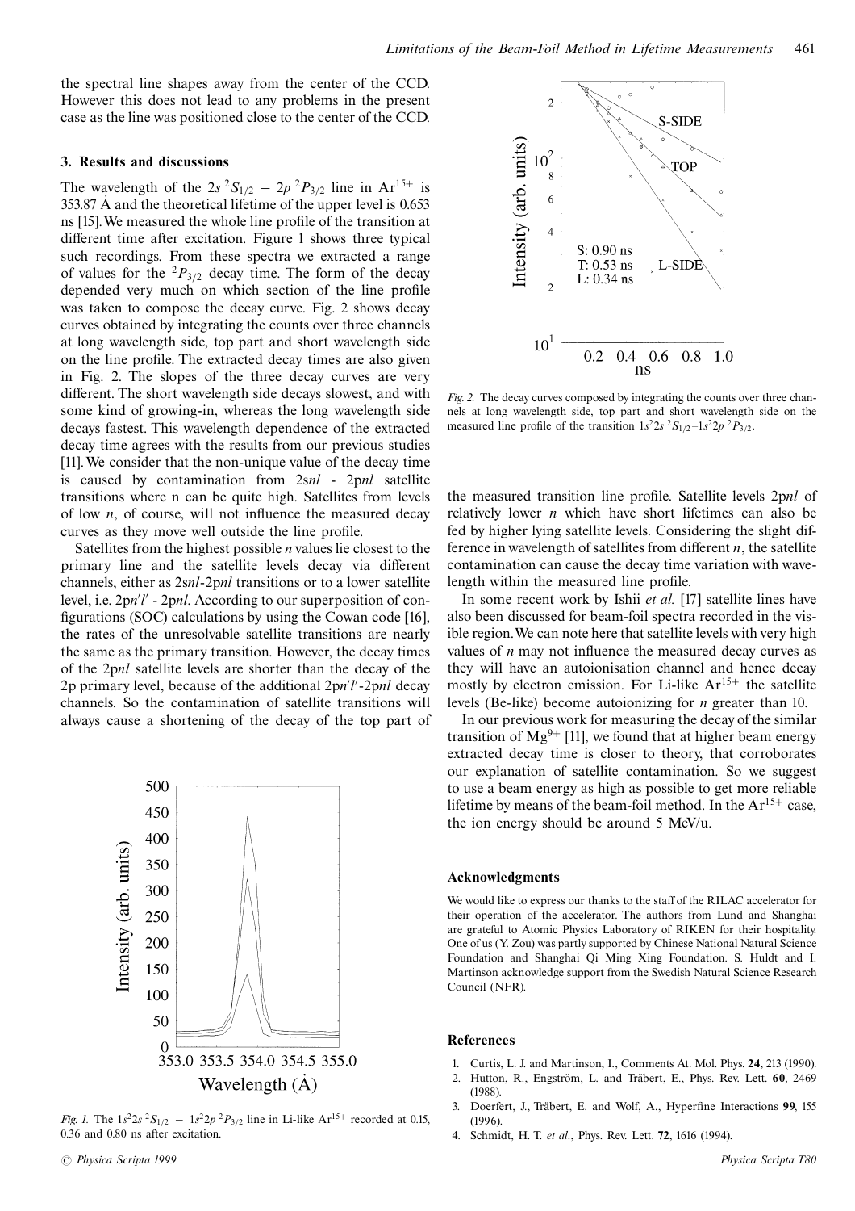the spectral line shapes away from the center of the CCD. However this does not lead to any problems in the present case as the line was positioned close to the center of the CCD.

### 3. Results and discussions

The wavelength of the $2s\,^2S_{1/2} - 2p\,^2P_{3/2}$ line in $Ar^{15+}$ is 353.87 Å and the theoretical lifetime of the upper level is 0.653 ns [15]. We measured the whole line profile of the transition at different time after excitation. Figure 1 shows three typical such recordings. From these spectra we extracted a range of values for the $^2P_{3/2}$ decay time. The form of the decay depended very much on which section of the line profile was taken to compose the decay curve. Fig. 2 shows decay curves obtained by integrating the counts over three channels at long wavelength side, top part and short wavelength side on the line profile. The extracted decay times are also given in Fig. 2. The slopes of the three decay curves are very different. The short wavelength side decays slowest, and with some kind of growing-in, whereas the long wavelength side decays fastest. This wavelength dependence of the extracted decay time agrees with the results from our previous studies [11]. We consider that the non-unique value of the decay time is caused by contamination from 2s*nl* - 2p*nl* satellite transitions where n can be quite high. Satellites from levels of low *n*, of course, will not influence the measured decay curves as they move well outside the line profile.

Satellites from the highest possible *n* values lie closest to the primary line and the satellite levels decay via different channels, either as 2s*nl*-2p*nl* transitions or to a lower satellite level, i.e. 2p*n*′*l*′ - 2p*nl*. According to our superposition of configurations (SOC) calculations by using the Cowan code [16], the rates of the unresolvable satellite transitions are nearly the same as the primary transition. However, the decay times of the 2p*nl* satellite levels are shorter than the decay of the 2p primary level, because of the additional 2p*n*′*l*′-2p*nl* decay channels. So the contamination of satellite transitions will always cause a shortening of the decay of the top part of the measured transition line profile. Satellite levels 2p*nl* of relatively lower *n* which have short lifetimes can also be fed by higher lying satellite levels. Considering the slight difference in wavelength of satellites from different *n*, the satellite contamination can cause the decay time variation with wavelength within the measured line profile.

*Fig. 1.* The $1s^2 2s\,^2S_{1/2} - 1s^2 2p\,^2P_{3/2}$ line in Li-like $Ar^{15+}$ recorded at 0.15, 0.36 and 0.80 ns after excitation.

*Fig. 2.* The decay curves composed by integrating the counts over three channels at long wavelength side, top part and short wavelength side on the measured line profile of the transition $1s^2 2s\,^2S_{1/2} - 1s^2 2p\,^2P_{3/2}$.

In some recent work by Ishii *et al.* [17] satellite lines have also been discussed for beam-foil spectra recorded in the visible region. We can note here that satellite levels with very high values of *n* may not influence the measured decay curves as they will have an autoionisation channel and hence decay mostly by electron emission. For Li-like $Ar^{15+}$ the satellite levels (Be-like) become autoionizing for *n* greater than 10.

In our previous work for measuring the decay of the similar transition of $Mg^{9+}$ [11], we found that at higher beam energy extracted decay time is closer to theory, that corroborates our explanation of satellite contamination. So we suggest to use a beam energy as high as possible to get more reliable lifetime by means of the beam-foil method. In the $Ar^{15+}$ case, the ion energy should be around 5 MeV/u.

### Acknowledgments

We would like to express our thanks to the staff of the RILAC accelerator for their operation of the accelerator. The authors from Lund and Shanghai are grateful to Atomic Physics Laboratory of RIKEN for their hospitality. One of us (Y. Zou) was partly supported by Chinese National Natural Science Foundation and Shanghai Qi Ming Xing Foundation. S. Huldt and I. Martinson acknowledge support from the Swedish Natural Science Research Council (NFR).

### References

1. Curtis, L. J. and Martinson, I., Comments At. Mol. Phys. **24**, 213 (1990).
2. Hutton, R., Engström, L. and Träbert, E., Phys. Rev. Lett. **60**, 2469 (1988).
3. Doerfert, J., Träbert, E. and Wolf, A., Hyperfine Interactions **99**, 155 (1996).
4. Schmidt, H. T. *et al.*, Phys. Rev. Lett. **72**, 1616 (1994).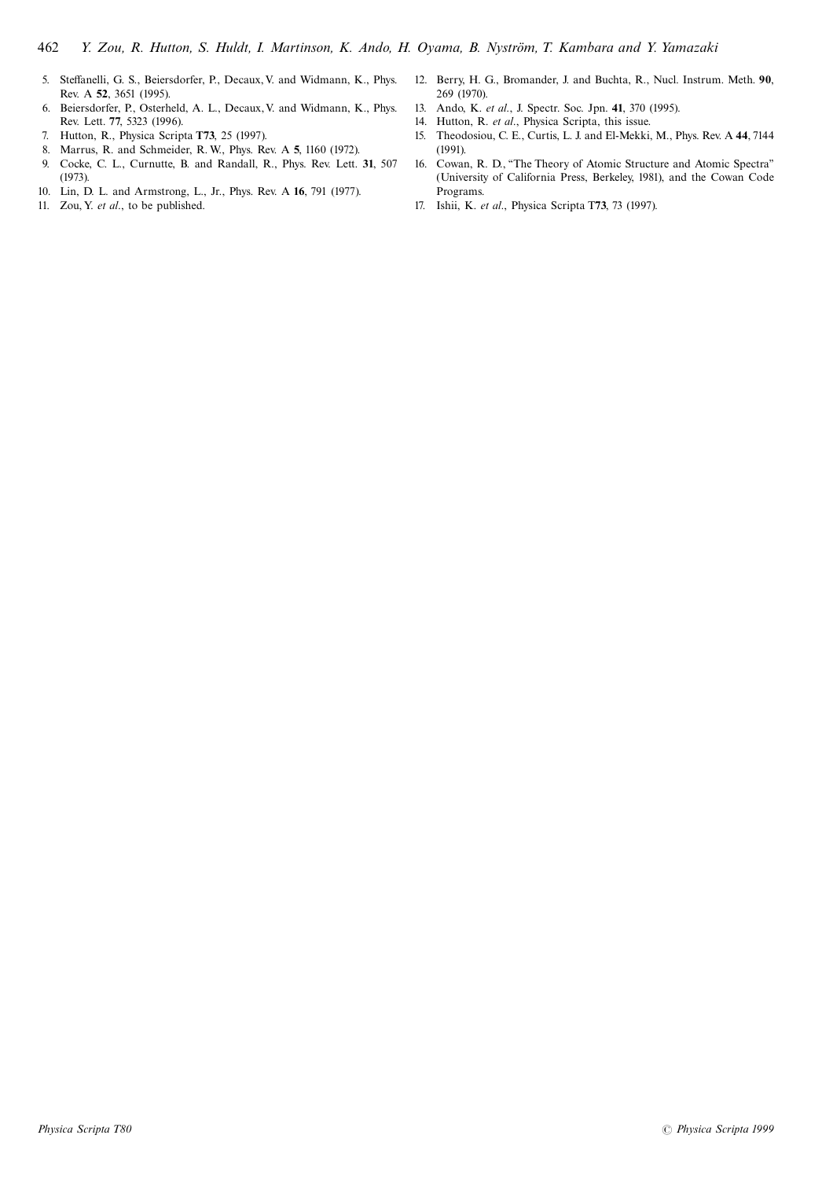5. Steffanelli, G. S., Beiersdorfer, P., Decaux, V. and Widmann, K., Phys. Rev. A **52**, 3651 (1995).
6. Beiersdorfer, P., Osterheld, A. L., Decaux, V. and Widmann, K., Phys. Rev. Lett. **77**, 5323 (1996).
7. Hutton, R., Physica Scripta **T73**, 25 (1997).
8. Marrus, R. and Schmeider, R. W., Phys. Rev. A **5**, 1160 (1972).
9. Cocke, C. L., Curnutte, B. and Randall, R., Phys. Rev. Lett. **31**, 507 (1973).
10. Lin, D. L. and Armstrong, L., Jr., Phys. Rev. A **16**, 791 (1977).
11. Zou, Y. *et al*., to be published.
12. Berry, H. G., Bromander, J. and Buchta, R., Nucl. Instrum. Meth. **90**, 269 (1970).
13. Ando, K. *et al*., J. Spectr. Soc. Jpn. **41**, 370 (1995).
14. Hutton, R. *et al*., Physica Scripta, this issue.
15. Theodosiou, C. E., Curtis, L. J. and El-Mekki, M., Phys. Rev. A **44**, 7144 (1991).
16. Cowan, R. D., "The Theory of Atomic Structure and Atomic Spectra" (University of California Press, Berkeley, 1981), and the Cowan Code Programs.
17. Ishii, K. *et al*., Physica Scripta T**73**, 73 (1997).